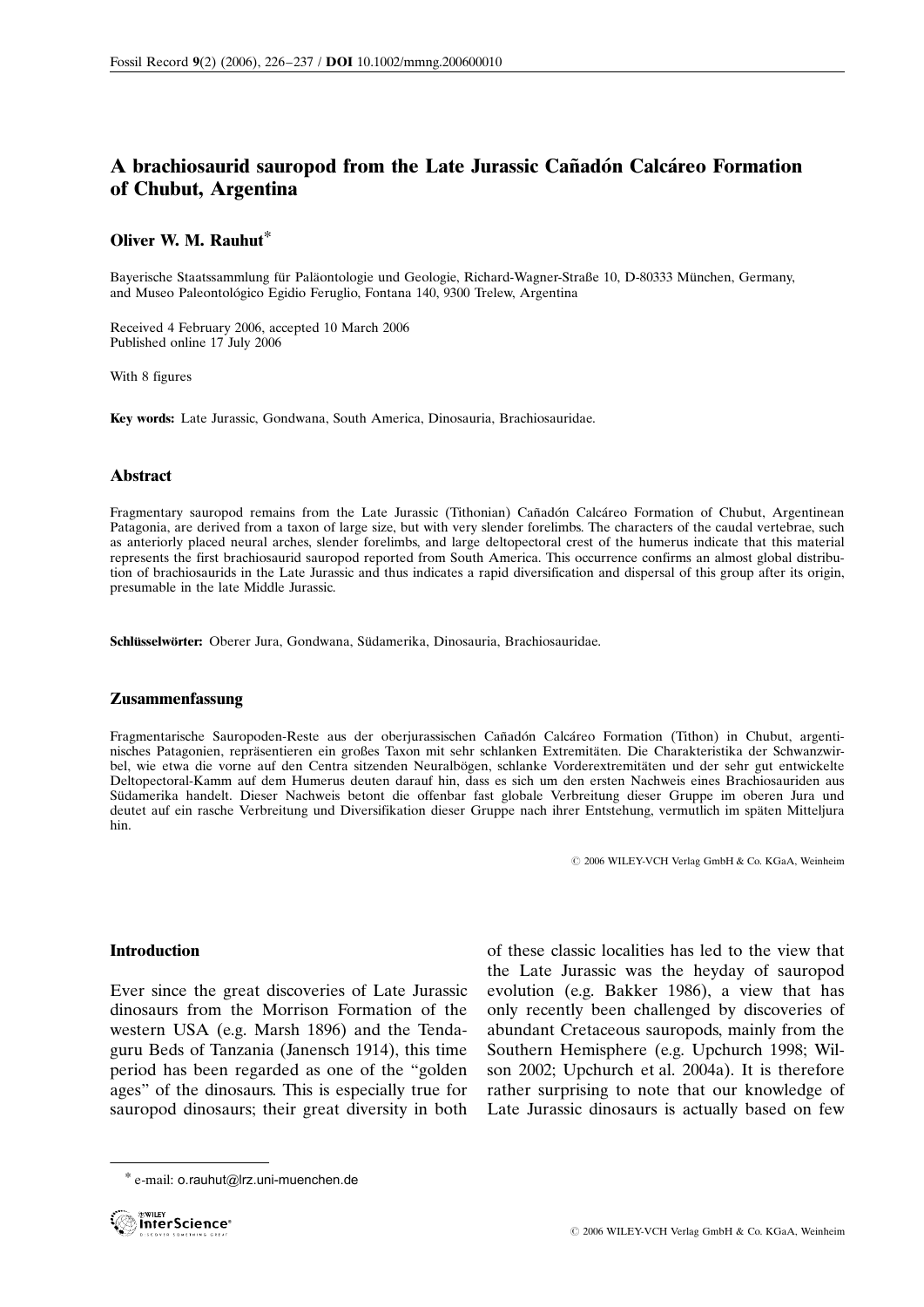# A brachiosaurid sauropod from the Late Jurassic Cañadón Calcáreo Formation of Chubut, Argentina

**Oliver W. M. Rauhut***

Bayerische Staatssammlung für Paläontologie und Geologie, Richard-Wagner-Straße 10, D-80333 München, Germany, and Museo Paleontológico Egidio Feruglio, Fontana 140, 9300 Trelew, Argentina

Received 4 February 2006, accepted 10 March 2006
Published online 17 July 2006

With 8 figures

**Key words:** Late Jurassic, Gondwana, South America, Dinosauria, Brachiosauridae.

## Abstract

Fragmentary sauropod remains from the Late Jurassic (Tithonian) Cañadón Calcáreo Formation of Chubut, Argentinean Patagonia, are derived from a taxon of large size, but with very slender forelimbs. The characters of the caudal vertebrae, such as anteriorly placed neural arches, slender forelimbs, and large deltopectoral crest of the humerus indicate that this material represents the first brachiosaurid sauropod reported from South America. This occurrence confirms an almost global distribution of brachiosaurids in the Late Jurassic and thus indicates a rapid diversification and dispersal of this group after its origin, presumable in the late Middle Jurassic.

**Schlüsselwörter:** Oberer Jura, Gondwana, Südamerika, Dinosauria, Brachiosauridae.

## Zusammenfassung

Fragmentarische Sauropoden-Reste aus der oberjurassischen Cañadón Calcáreo Formation (Tithon) in Chubut, argentinisches Patagonien, repräsentieren ein großes Taxon mit sehr schlanken Extremitäten. Die Charakteristika der Schwanzwirbel, wie etwa die vorne auf den Centra sitzenden Neuralbögen, schlanke Vorderextremitäten und der sehr gut entwickelte Deltopectoral-Kamm auf dem Humerus deuten darauf hin, dass es sich um den ersten Nachweis eines Brachiosauriden aus Südamerika handelt. Dieser Nachweis betont die offenbar fast globale Verbreitung dieser Gruppe im oberen Jura und deutet auf ein rasche Verbreitung und Diversifikation dieser Gruppe nach ihrer Entstehung, vermutlich im späten Mitteljura hin.

© 2006 WILEY-VCH Verlag GmbH & Co. KGaA, Weinheim

## Introduction

Ever since the great discoveries of Late Jurassic dinosaurs from the Morrison Formation of the western USA (e.g. Marsh 1896) and the Tendaguru Beds of Tanzania (Janensch 1914), this time period has been regarded as one of the "golden ages" of the dinosaurs. This is especially true for sauropod dinosaurs; their great diversity in both of these classic localities has led to the view that the Late Jurassic was the heyday of sauropod evolution (e.g. Bakker 1986), a view that has only recently been challenged by discoveries of abundant Cretaceous sauropods, mainly from the Southern Hemisphere (e.g. Upchurch 1998; Wilson 2002; Upchurch et al. 2004a). It is therefore rather surprising to note that our knowledge of Late Jurassic dinosaurs is actually based on few

\* e-mail: o.rauhut@lrz.uni-muenchen.de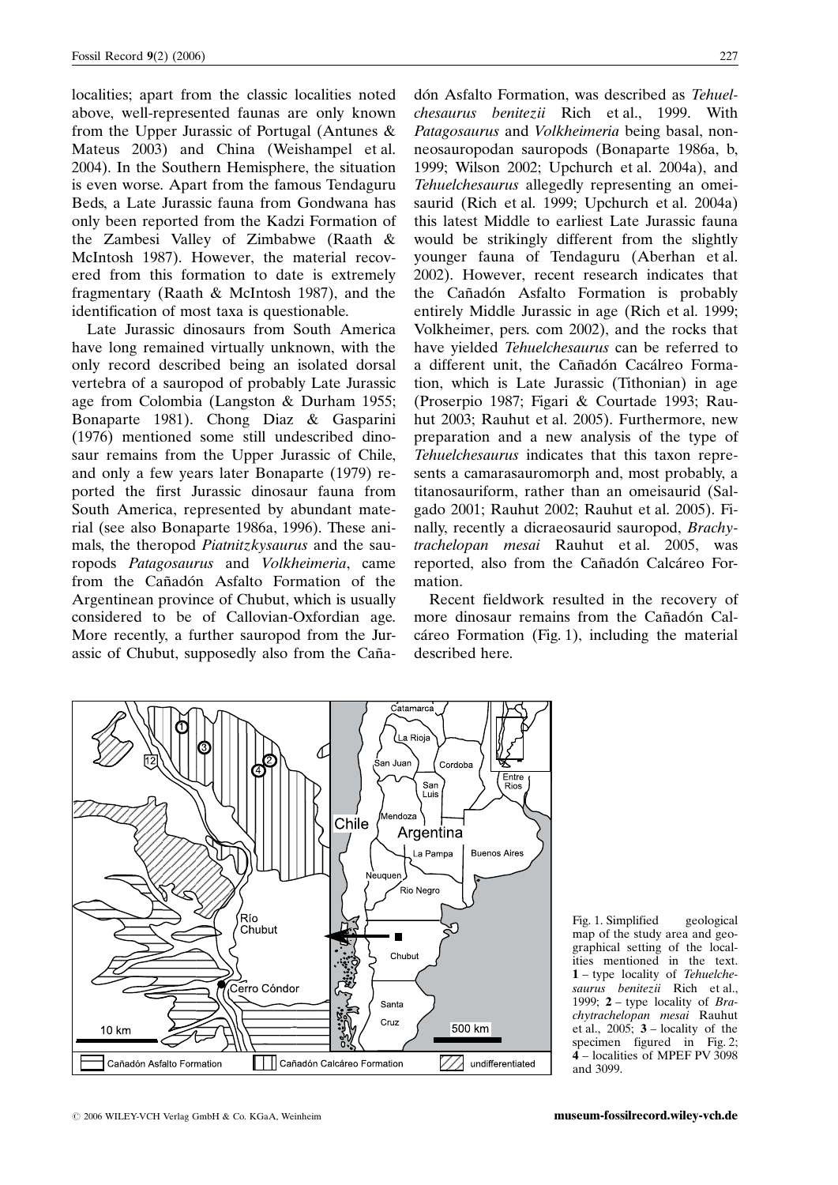localities; apart from the classic localities noted above, well-represented faunas are only known from the Upper Jurassic of Portugal (Antunes & Mateus 2003) and China (Weishampel et al. 2004). In the Southern Hemisphere, the situation is even worse. Apart from the famous Tendaguru Beds, a Late Jurassic fauna from Gondwana has only been reported from the Kadzi Formation of the Zambesi Valley of Zimbabwe (Raath & McIntosh 1987). However, the material recovered from this formation to date is extremely fragmentary (Raath & McIntosh 1987), and the identification of most taxa is questionable.

Late Jurassic dinosaurs from South America have long remained virtually unknown, with the only record described being an isolated dorsal vertebra of a sauropod of probably Late Jurassic age from Colombia (Langston & Durham 1955; Bonaparte 1981). Chong Diaz & Gasparini (1976) mentioned some still undescribed dinosaur remains from the Upper Jurassic of Chile, and only a few years later Bonaparte (1979) reported the first Jurassic dinosaur fauna from South America, represented by abundant material (see also Bonaparte 1986a, 1996). These animals, the theropod *Piatnitzkysaurus* and the sauropods *Patagosaurus* and *Volkheimeria*, came from the Cañadón Asfalto Formation of the Argentinean province of Chubut, which is usually considered to be of Callovian-Oxfordian age. More recently, a further sauropod from the Jurassic of Chubut, supposedly also from the Cañadón Asfalto Formation, was described as *Tehuelchesaurus benitezii* Rich et al., 1999. With *Patagosaurus* and *Volkheimeria* being basal, non-neosauropodan sauropods (Bonaparte 1986a, b, 1999; Wilson 2002; Upchurch et al. 2004a), and *Tehuelchesaurus* allegedly representing an omeisaurid (Rich et al. 1999; Upchurch et al. 2004a) this latest Middle to earliest Late Jurassic fauna would be strikingly different from the slightly younger fauna of Tendaguru (Aberhan et al. 2002). However, recent research indicates that the Cañadón Asfalto Formation is probably entirely Middle Jurassic in age (Rich et al. 1999; Volkheimer, pers. com 2002), and the rocks that have yielded *Tehuelchesaurus* can be referred to a different unit, the Cañadón Cacálreo Formation, which is Late Jurassic (Tithonian) in age (Proserpio 1987; Figari & Courtade 1993; Rauhut 2003; Rauhut et al. 2005). Furthermore, new preparation and a new analysis of the type of *Tehuelchesaurus* indicates that this taxon represents a camarasauromorph and, most probably, a titanosauriform, rather than an omeisaurid (Salgado 2001; Rauhut 2002; Rauhut et al. 2005). Finally, recently a dicraeosaurid sauropod, *Brachytrachelopan mesai* Rauhut et al. 2005, was reported, also from the Cañadón Calcáreo Formation.

Recent fieldwork resulted in the recovery of more dinosaur remains from the Cañadón Calcáreo Formation (Fig. 1), including the material described here.

Fig. 1. Simplified geological map of the study area and geographical setting of the localities mentioned in the text. **1** – type locality of *Tehuelchesaurus benitezii* Rich et al., 1999; **2** – type locality of *Brachytrachelopan mesai* Rauhut et al., 2005; **3** – locality of the specimen figured in Fig. 2; **4** – localities of MPEF PV 3098 and 3099.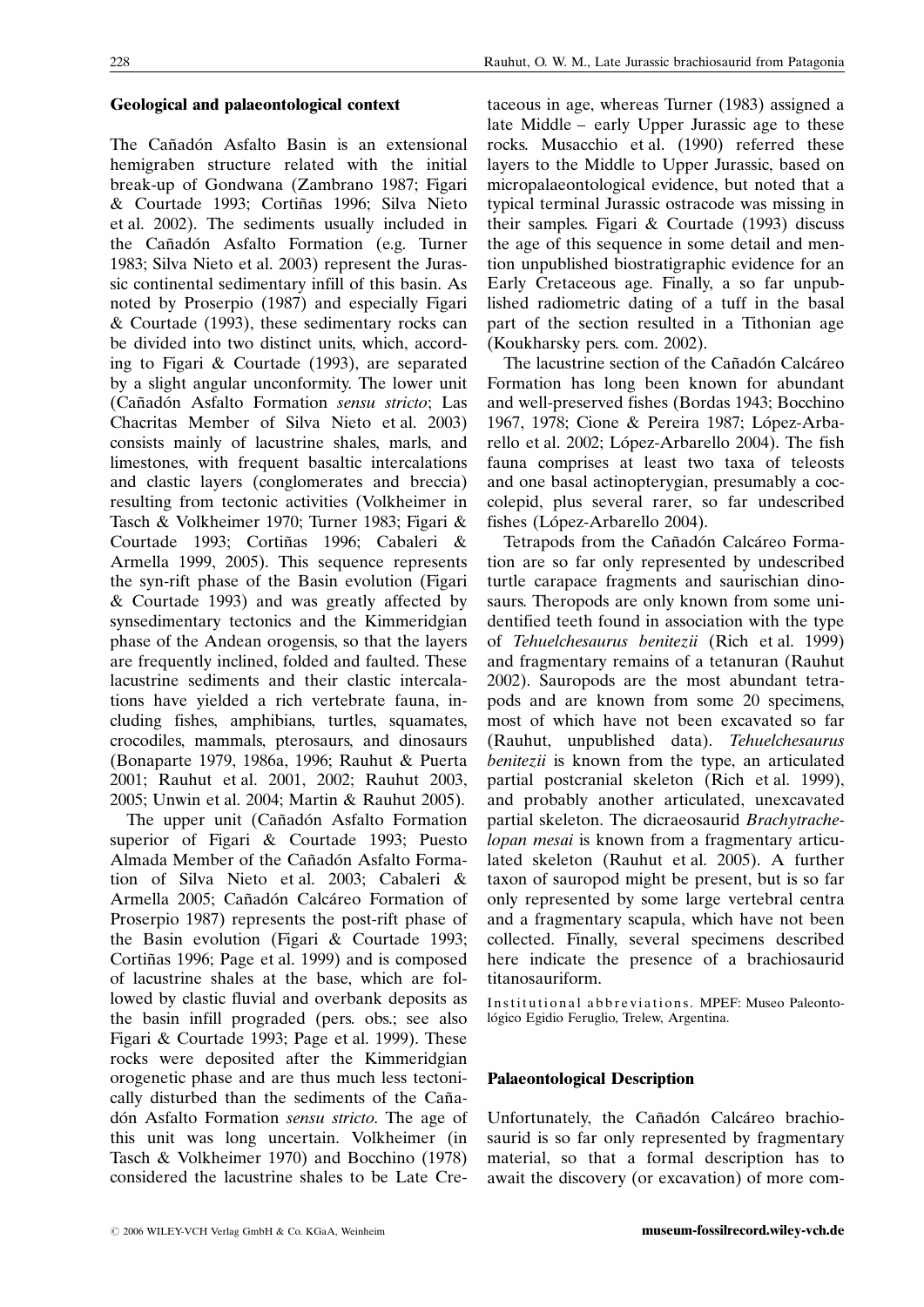## Geological and palaeontological context

The Cañadón Asfalto Basin is an extensional hemigraben structure related with the initial break-up of Gondwana (Zambrano 1987; Figari & Courtade 1993; Cortiñas 1996; Silva Nieto et al. 2002). The sediments usually included in the Cañadón Asfalto Formation (e.g. Turner 1983; Silva Nieto et al. 2003) represent the Jurassic continental sedimentary infill of this basin. As noted by Proserpio (1987) and especially Figari & Courtade (1993), these sedimentary rocks can be divided into two distinct units, which, according to Figari & Courtade (1993), are separated by a slight angular unconformity. The lower unit (Cañadón Asfalto Formation *sensu stricto*; Las Chacritas Member of Silva Nieto et al. 2003) consists mainly of lacustrine shales, marls, and limestones, with frequent basaltic intercalations and clastic layers (conglomerates and breccia) resulting from tectonic activities (Volkheimer in Tasch & Volkheimer 1970; Turner 1983; Figari & Courtade 1993; Cortiñas 1996; Cabaleri & Armella 1999, 2005). This sequence represents the syn-rift phase of the Basin evolution (Figari & Courtade 1993) and was greatly affected by synsedimentary tectonics and the Kimmeridgian phase of the Andean orogensis, so that the layers are frequently inclined, folded and faulted. These lacustrine sediments and their clastic intercalations have yielded a rich vertebrate fauna, including fishes, amphibians, turtles, squamates, crocodiles, mammals, pterosaurs, and dinosaurs (Bonaparte 1979, 1986a, 1996; Rauhut & Puerta 2001; Rauhut et al. 2001, 2002; Rauhut 2003, 2005; Unwin et al. 2004; Martin & Rauhut 2005).

The upper unit (Cañadón Asfalto Formation superior of Figari & Courtade 1993; Puesto Almada Member of the Cañadón Asfalto Formation of Silva Nieto et al. 2003; Cabaleri & Armella 2005; Cañadón Calcáreo Formation of Proserpio 1987) represents the post-rift phase of the Basin evolution (Figari & Courtade 1993; Cortiñas 1996; Page et al. 1999) and is composed of lacustrine shales at the base, which are followed by clastic fluvial and overbank deposits as the basin infill prograded (pers. obs.; see also Figari & Courtade 1993; Page et al. 1999). These rocks were deposited after the Kimmeridgian orogenetic phase and are thus much less tectonically disturbed than the sediments of the Cañadón Asfalto Formation *sensu stricto*. The age of this unit was long uncertain. Volkheimer (in Tasch & Volkheimer 1970) and Bocchino (1978) considered the lacustrine shales to be Late Cretaceous in age, whereas Turner (1983) assigned a late Middle – early Upper Jurassic age to these rocks. Musacchio et al. (1990) referred these layers to the Middle to Upper Jurassic, based on micropalaeontological evidence, but noted that a typical terminal Jurassic ostracode was missing in their samples. Figari & Courtade (1993) discuss the age of this sequence in some detail and mention unpublished biostratigraphic evidence for an Early Cretaceous age. Finally, a so far unpublished radiometric dating of a tuff in the basal part of the section resulted in a Tithonian age (Koukharsky pers. com. 2002).

The lacustrine section of the Cañadón Calcáreo Formation has long been known for abundant and well-preserved fishes (Bordas 1943; Bocchino 1967, 1978; Cione & Pereira 1987; López-Arbarello et al. 2002; López-Arbarello 2004). The fish fauna comprises at least two taxa of teleosts and one basal actinopterygian, presumably a coccolepid, plus several rarer, so far undescribed fishes (López-Arbarello 2004).

Tetrapods from the Cañadón Calcáreo Formation are so far only represented by undescribed turtle carapace fragments and saurischian dinosaurs. Theropods are only known from some unidentified teeth found in association with the type of *Tehuelchesaurus benitezii* (Rich et al. 1999) and fragmentary remains of a tetanuran (Rauhut 2002). Sauropods are the most abundant tetrapods and are known from some 20 specimens, most of which have not been excavated so far (Rauhut, unpublished data). *Tehuelchesaurus benitezii* is known from the type, an articulated partial postcranial skeleton (Rich et al. 1999), and probably another articulated, unexcavated partial skeleton. The dicraeosaurid *Brachytrachelopan mesai* is known from a fragmentary articulated skeleton (Rauhut et al. 2005). A further taxon of sauropod might be present, but is so far only represented by some large vertebral centra and a fragmentary scapula, which have not been collected. Finally, several specimens described here indicate the presence of a brachiosaurid titanosauriform.

Institutional abbreviations. MPEF: Museo Paleontológico Egidio Feruglio, Trelew, Argentina.

## Palaeontological Description

Unfortunately, the Cañadón Calcáreo brachiosaurid is so far only represented by fragmentary material, so that a formal description has to await the discovery (or excavation) of more com-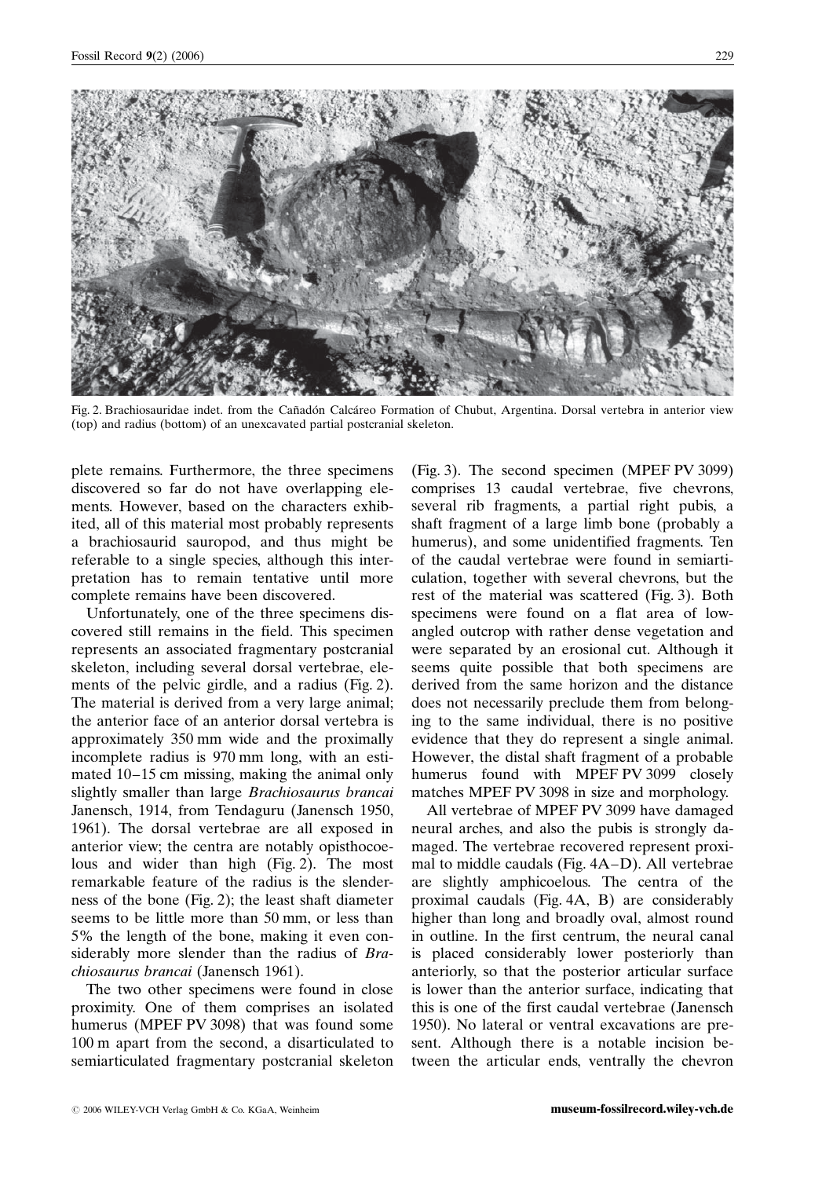Fig. 2. Brachiosauridae indet. from the Cañadón Calcáreo Formation of Chubut, Argentina. Dorsal vertebra in anterior view (top) and radius (bottom) of an unexcavated partial postcranial skeleton.

plete remains. Furthermore, the three specimens discovered so far do not have overlapping elements. However, based on the characters exhibited, all of this material most probably represents a brachiosaurid sauropod, and thus might be referable to a single species, although this interpretation has to remain tentative until more complete remains have been discovered.

Unfortunately, one of the three specimens discovered still remains in the field. This specimen represents an associated fragmentary postcranial skeleton, including several dorsal vertebrae, elements of the pelvic girdle, and a radius (Fig. 2). The material is derived from a very large animal; the anterior face of an anterior dorsal vertebra is approximately 350 mm wide and the proximally incomplete radius is 970 mm long, with an estimated 10–15 cm missing, making the animal only slightly smaller than large *Brachiosaurus brancai* Janensch, 1914, from Tendaguru (Janensch 1950, 1961). The dorsal vertebrae are all exposed in anterior view; the centra are notably opisthocoelous and wider than high (Fig. 2). The most remarkable feature of the radius is the slenderness of the bone (Fig. 2); the least shaft diameter seems to be little more than 50 mm, or less than 5% the length of the bone, making it even considerably more slender than the radius of *Brachiosaurus brancai* (Janensch 1961).

The two other specimens were found in close proximity. One of them comprises an isolated humerus (MPEF PV 3098) that was found some 100 m apart from the second, a disarticulated to semiarticulated fragmentary postcranial skeleton (Fig. 3). The second specimen (MPEF PV 3099) comprises 13 caudal vertebrae, five chevrons, several rib fragments, a partial right pubis, a shaft fragment of a large limb bone (probably a humerus), and some unidentified fragments. Ten of the caudal vertebrae were found in semiarticulation, together with several chevrons, but the rest of the material was scattered (Fig. 3). Both specimens were found on a flat area of low-angled outcrop with rather dense vegetation and were separated by an erosional cut. Although it seems quite possible that both specimens are derived from the same horizon and the distance does not necessarily preclude them from belonging to the same individual, there is no positive evidence that they do represent a single animal. However, the distal shaft fragment of a probable humerus found with MPEF PV 3099 closely matches MPEF PV 3098 in size and morphology.

All vertebrae of MPEF PV 3099 have damaged neural arches, and also the pubis is strongly damaged. The vertebrae recovered represent proximal to middle caudals (Fig. 4A–D). All vertebrae are slightly amphicoelous. The centra of the proximal caudals (Fig. 4A, B) are considerably higher than long and broadly oval, almost round in outline. In the first centrum, the neural canal is placed considerably lower posteriorly than anteriorly, so that the posterior articular surface is lower than the anterior surface, indicating that this is one of the first caudal vertebrae (Janensch 1950). No lateral or ventral excavations are present. Although there is a notable incision between the articular ends, ventrally the chevron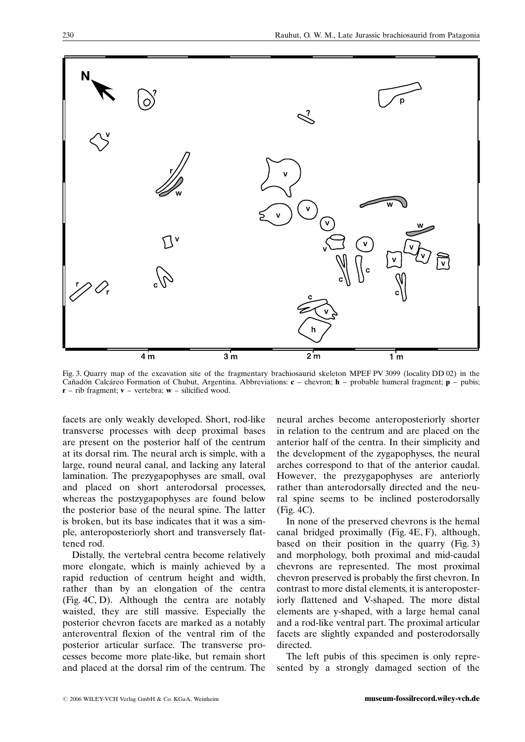N

?

p

?

v

r

v

w

w

v

v

w

v

v

v

v

v

v

v

v

c

c

r

r

c

c

c

v

h

4 m

3 m

2 m

1 m

Fig. 3. Quarry map of the excavation site of the fragmentary brachiosaurid skeleton MPEF PV 3099 (locality DD 02) in the Cañadón Calcáreo Formation of Chubut, Argentina. Abbreviations: **c** – chevron; **h** – probable humeral fragment; **p** – pubis; **r** – rib fragment; **v** – vertebra; **w** – silicified wood.

facets are only weakly developed. Short, rod-like transverse processes with deep proximal bases are present on the posterior half of the centrum at its dorsal rim. The neural arch is simple, with a large, round neural canal, and lacking any lateral lamination. The prezygapophyses are small, oval and placed on short anterodorsal processes, whereas the postzygapophyses are found below the posterior base of the neural spine. The latter is broken, but its base indicates that it was a simple, anteroposteriorly short and transversely flattened rod.

Distally, the vertebral centra become relatively more elongate, which is mainly achieved by a rapid reduction of centrum height and width, rather than by an elongation of the centra (Fig. 4C, D). Although the centra are notably waisted, they are still massive. Especially the posterior chevron facets are marked as a notably anteroventral flexion of the ventral rim of the posterior articular surface. The transverse processes become more plate-like, but remain short and placed at the dorsal rim of the centrum. The neural arches become anteroposteriorly shorter in relation to the centrum and are placed on the anterior half of the centra. In their simplicity and the development of the zygapophyses, the neural arches correspond to that of the anterior caudal. However, the prezygapophyses are anteriorly rather than anterodorsally directed and the neural spine seems to be inclined posterodorsally (Fig. 4C).

In none of the preserved chevrons is the hemal canal bridged proximally (Fig. 4E, F), although, based on their position in the quarry (Fig. 3) and morphology, both proximal and mid-caudal chevrons are represented. The most proximal chevron preserved is probably the first chevron. In contrast to more distal elements, it is anteroposteriorly flattened and V-shaped. The more distal elements are y-shaped, with a large hemal canal and a rod-like ventral part. The proximal articular facets are slightly expanded and posterodorsally directed.

The left pubis of this specimen is only represented by a strongly damaged section of the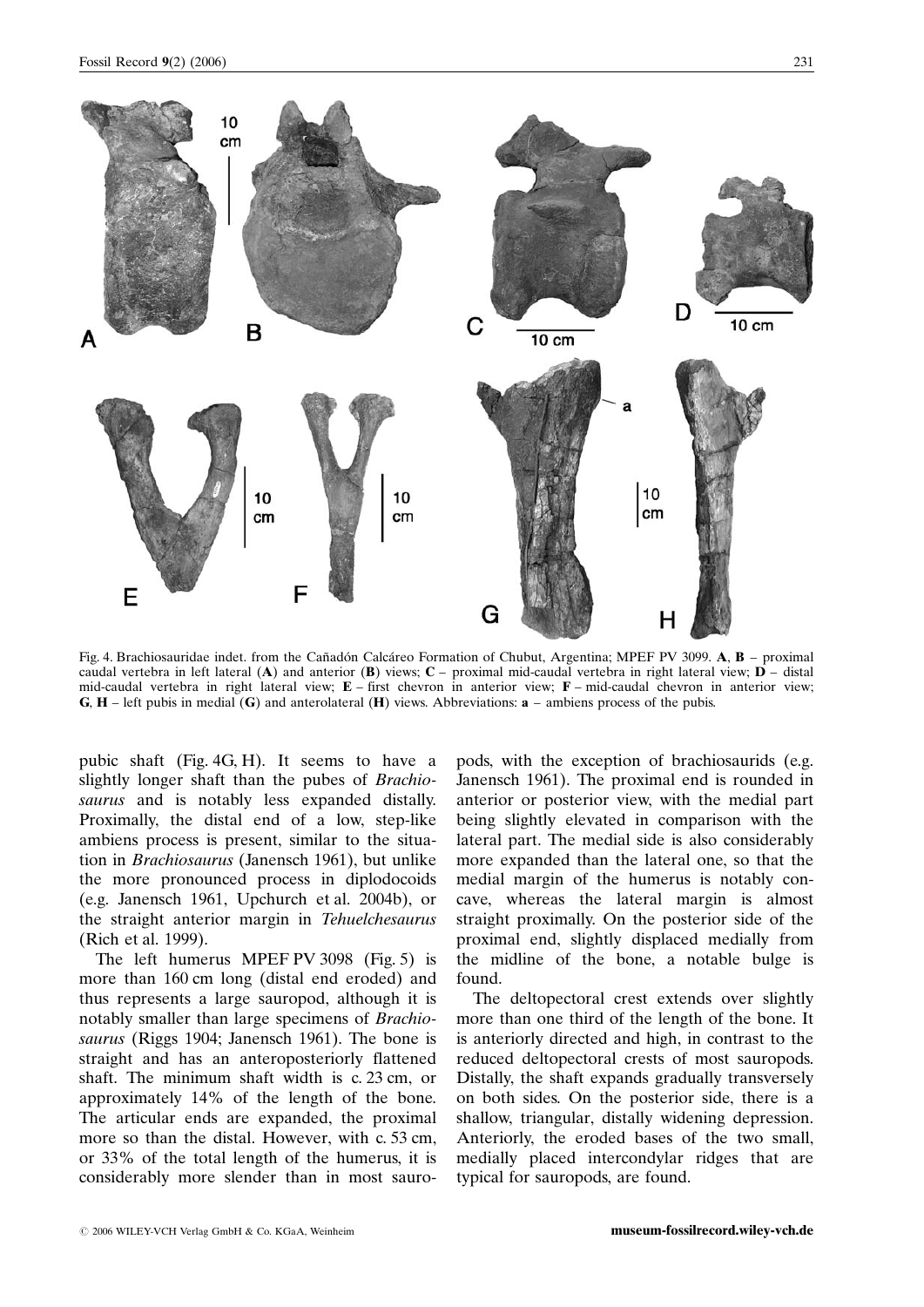Fig. 4. Brachiosauridae indet. from the Cañadón Calcáreo Formation of Chubut, Argentina; MPEF PV 3099. **A**, **B** – proximal caudal vertebra in left lateral (**A**) and anterior (**B**) views; **C** – proximal mid-caudal vertebra in right lateral view; **D** – distal mid-caudal vertebra in right lateral view; **E** – first chevron in anterior view; **F** – mid-caudal chevron in anterior view; **G**, **H** – left pubis in medial (**G**) and anterolateral (**H**) views. Abbreviations: **a** – ambiens process of the pubis.

pubic shaft (Fig. 4G, H). It seems to have a slightly longer shaft than the pubes of *Brachiosaurus* and is notably less expanded distally. Proximally, the distal end of a low, step-like ambiens process is present, similar to the situation in *Brachiosaurus* (Janensch 1961), but unlike the more pronounced process in diplodocoids (e.g. Janensch 1961, Upchurch et al. 2004b), or the straight anterior margin in *Tehuelchesaurus* (Rich et al. 1999).

The left humerus MPEF PV 3098 (Fig. 5) is more than 160 cm long (distal end eroded) and thus represents a large sauropod, although it is notably smaller than large specimens of *Brachiosaurus* (Riggs 1904; Janensch 1961). The bone is straight and has an anteroposteriorly flattened shaft. The minimum shaft width is c. 23 cm, or approximately 14% of the length of the bone. The articular ends are expanded, the proximal more so than the distal. However, with c. 53 cm, or 33% of the total length of the humerus, it is considerably more slender than in most sauropods, with the exception of brachiosaurids (e.g. Janensch 1961). The proximal end is rounded in anterior or posterior view, with the medial part being slightly elevated in comparison with the lateral part. The medial side is also considerably more expanded than the lateral one, so that the medial margin of the humerus is notably concave, whereas the lateral margin is almost straight proximally. On the posterior side of the proximal end, slightly displaced medially from the midline of the bone, a notable bulge is found.

The deltopectoral crest extends over slightly more than one third of the length of the bone. It is anteriorly directed and high, in contrast to the reduced deltopectoral crests of most sauropods. Distally, the shaft expands gradually transversely on both sides. On the posterior side, there is a shallow, triangular, distally widening depression. Anteriorly, the eroded bases of the two small, medially placed intercondylar ridges that are typical for sauropods, are found.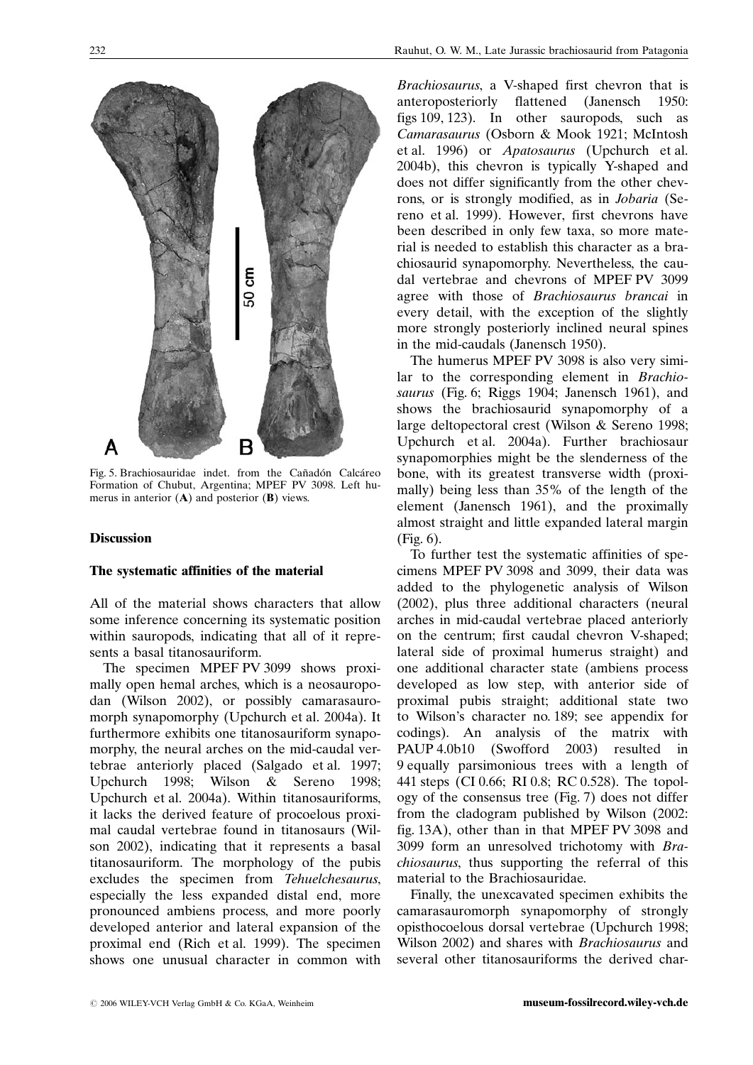Fig. 5. Brachiosauridae indet. from the Cañadón Calcáreo Formation of Chubut, Argentina; MPEF PV 3098. Left humerus in anterior (**A**) and posterior (**B**) views.

## Discussion

### The systematic affinities of the material

All of the material shows characters that allow some inference concerning its systematic position within sauropods, indicating that all of it represents a basal titanosauriform.

The specimen MPEF PV 3099 shows proximally open hemal arches, which is a neosauropodan (Wilson 2002), or possibly camarasauromorph synapomorphy (Upchurch et al. 2004a). It furthermore exhibits one titanosauriform synapomorphy, the neural arches on the mid-caudal vertebrae anteriorly placed (Salgado et al. 1997; Upchurch 1998; Wilson & Sereno 1998; Upchurch et al. 2004a). Within titanosauriforms, it lacks the derived feature of procoelous proximal caudal vertebrae found in titanosaurs (Wilson 2002), indicating that it represents a basal titanosauriform. The morphology of the pubis excludes the specimen from *Tehuelchesaurus*, especially the less expanded distal end, more pronounced ambiens process, and more poorly developed anterior and lateral expansion of the proximal end (Rich et al. 1999). The specimen shows one unusual character in common with *Brachiosaurus*, a V-shaped first chevron that is anteroposteriorly flattened (Janensch 1950: figs 109, 123). In other sauropods, such as *Camarasaurus* (Osborn & Mook 1921; McIntosh et al. 1996) or *Apatosaurus* (Upchurch et al. 2004b), this chevron is typically Y-shaped and does not differ significantly from the other chevrons, or is strongly modified, as in *Jobaria* (Sereno et al. 1999). However, first chevrons have been described in only few taxa, so more material is needed to establish this character as a brachiosaurid synapomorphy. Nevertheless, the caudal vertebrae and chevrons of MPEF PV 3099 agree with those of *Brachiosaurus brancai* in every detail, with the exception of the slightly more strongly posteriorly inclined neural spines in the mid-caudals (Janensch 1950).

The humerus MPEF PV 3098 is also very similar to the corresponding element in *Brachiosaurus* (Fig. 6; Riggs 1904; Janensch 1961), and shows the brachiosaurid synapomorphy of a large deltopectoral crest (Wilson & Sereno 1998; Upchurch et al. 2004a). Further brachiosaur synapomorphies might be the slenderness of the bone, with its greatest transverse width (proximally) being less than 35% of the length of the element (Janensch 1961), and the proximally almost straight and little expanded lateral margin (Fig. 6).

To further test the systematic affinities of specimens MPEF PV 3098 and 3099, their data was added to the phylogenetic analysis of Wilson (2002), plus three additional characters (neural arches in mid-caudal vertebrae placed anteriorly on the centrum; first caudal chevron V-shaped; lateral side of proximal humerus straight) and one additional character state (ambiens process developed as low step, with anterior side of proximal pubis straight; additional state two to Wilson's character no. 189; see appendix for codings). An analysis of the matrix with PAUP 4.0b10 (Swofford 2003) resulted in 9 equally parsimonious trees with a length of 441 steps (CI 0.66; RI 0.8; RC 0.528). The topology of the consensus tree (Fig. 7) does not differ from the cladogram published by Wilson (2002: fig. 13A), other than in that MPEF PV 3098 and 3099 form an unresolved trichotomy with *Brachiosaurus*, thus supporting the referral of this material to the Brachiosauridae.

Finally, the unexcavated specimen exhibits the camarasauromorph synapomorphy of strongly opisthocoelous dorsal vertebrae (Upchurch 1998; Wilson 2002) and shares with *Brachiosaurus* and several other titanosauriforms the derived char-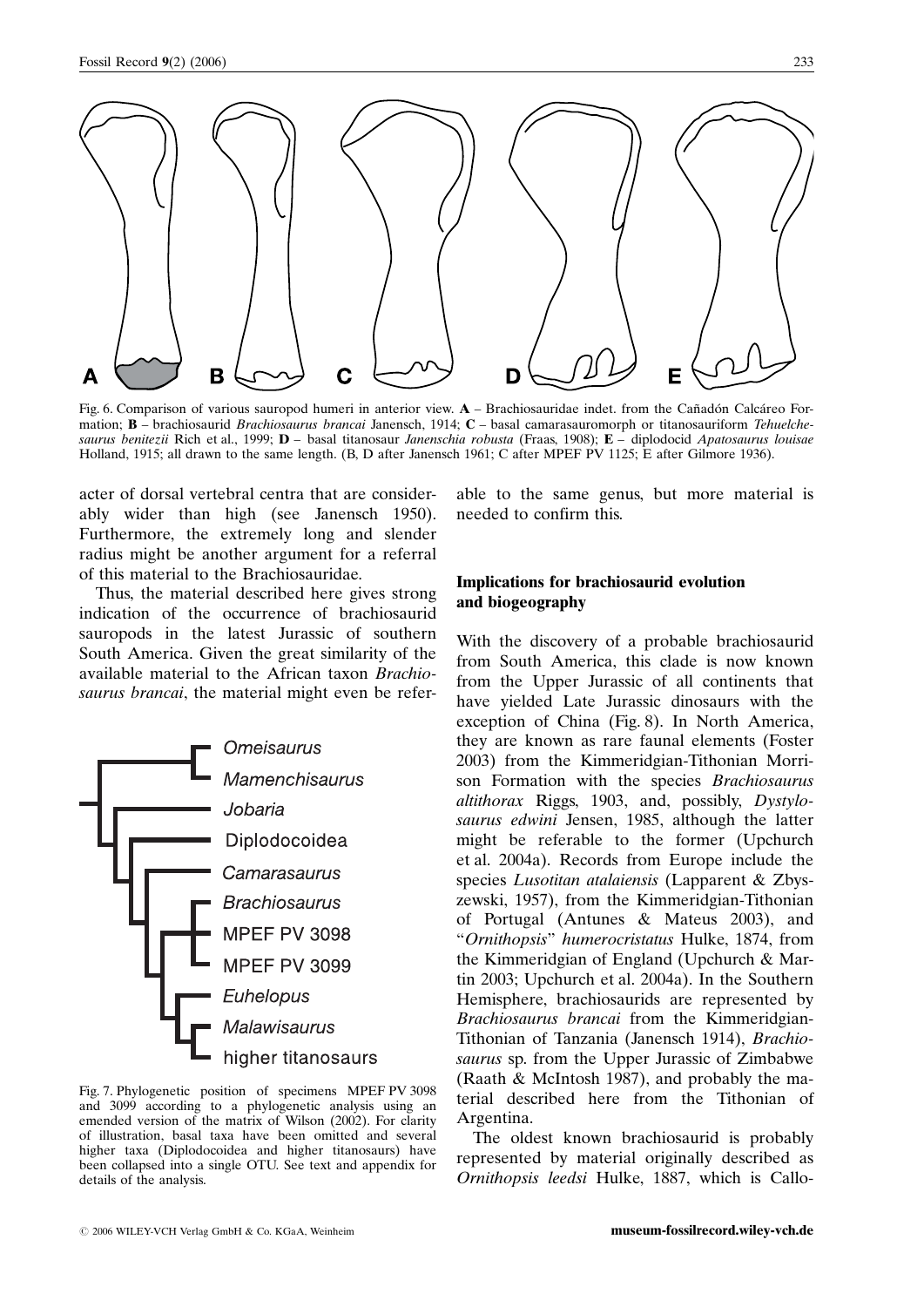Fig. 6. Comparison of various sauropod humeri in anterior view. **A** – Brachiosauridae indet. from the Cañadón Calcáreo Formation; **B** – brachiosaurid *Brachiosaurus brancai* Janensch, 1914; **C** – basal camarasauromorph or titanosauriform *Tehuelchesaurus benitezii* Rich et al., 1999; **D** – basal titanosaur *Janenschia robusta* (Fraas, 1908); **E** – diplodocid *Apatosaurus louisae* Holland, 1915; all drawn to the same length. (B, D after Janensch 1961; C after MPEF PV 1125; E after Gilmore 1936).

acter of dorsal vertebral centra that are considerably wider than high (see Janensch 1950). Furthermore, the extremely long and slender radius might be another argument for a referral of this material to the Brachiosauridae.

Thus, the material described here gives strong indication of the occurrence of brachiosaurid sauropods in the latest Jurassic of southern South America. Given the great similarity of the available material to the African taxon *Brachiosaurus brancai*, the material might even be referable to the same genus, but more material is needed to confirm this.

Fig. 7. Phylogenetic position of specimens MPEF PV 3098 and 3099 according to a phylogenetic analysis using an emended version of the matrix of Wilson (2002). For clarity of illustration, basal taxa have been omitted and several higher taxa (Diplodocoidea and higher titanosaurs) have been collapsed into a single OTU. See text and appendix for details of the analysis.

## Implications for brachiosaurid evolution and biogeography

With the discovery of a probable brachiosaurid from South America, this clade is now known from the Upper Jurassic of all continents that have yielded Late Jurassic dinosaurs with the exception of China (Fig. 8). In North America, they are known as rare faunal elements (Foster 2003) from the Kimmeridgian-Tithonian Morrison Formation with the species *Brachiosaurus altithorax* Riggs, 1903, and, possibly, *Dystylosaurus edwini* Jensen, 1985, although the latter might be referable to the former (Upchurch et al. 2004a). Records from Europe include the species *Lusotitan atalaiensis* (Lapparent & Zbyszewski, 1957), from the Kimmeridgian-Tithonian of Portugal (Antunes & Mateus 2003), and "*Ornithopsis*" *humerocristatus* Hulke, 1874, from the Kimmeridgian of England (Upchurch & Martin 2003; Upchurch et al. 2004a). In the Southern Hemisphere, brachiosaurids are represented by *Brachiosaurus brancai* from the Kimmeridgian-Tithonian of Tanzania (Janensch 1914), *Brachiosaurus* sp. from the Upper Jurassic of Zimbabwe (Raath & McIntosh 1987), and probably the material described here from the Tithonian of Argentina.

The oldest known brachiosaurid is probably represented by material originally described as *Ornithopsis leedsi* Hulke, 1887, which is Callo-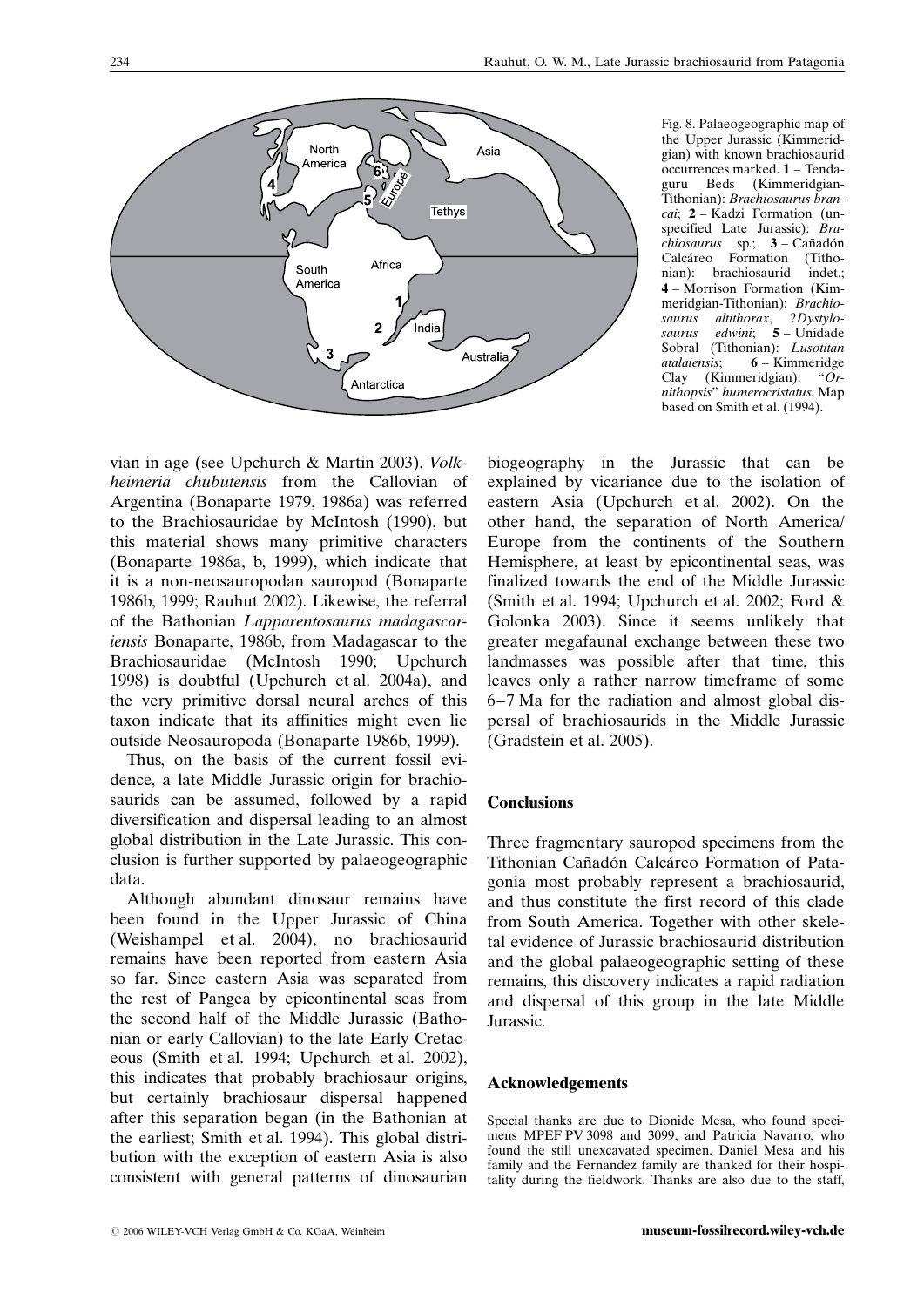Fig. 8. Palaeogeographic map of the Upper Jurassic (Kimmeridgian) with known brachiosaurid occurrences marked. **1** – Tendaguru Beds (Kimmeridgian-Tithonian): *Brachiosaurus brancai*; **2** – Kadzi Formation (unspecified Late Jurassic): *Brachiosaurus* sp.; **3** – Cañadón Calcáreo Formation (Tithonian): brachiosaurid indet.; **4** – Morrison Formation (Kimmeridgian-Tithonian): *Brachiosaurus altithorax*, ?*Dystylosaurus edwini*; **5** – Unidade Sobral (Tithonian): *Lusotitan atalaiensis*; **6** – Kimmeridge Clay (Kimmeridgian): "*Ornithopsis*" *humerocristatus.* Map based on Smith et al. (1994).

vian in age (see Upchurch & Martin 2003). *Volkheimeria chubutensis* from the Callovian of Argentina (Bonaparte 1979, 1986a) was referred to the Brachiosauridae by McIntosh (1990), but this material shows many primitive characters (Bonaparte 1986a, b, 1999), which indicate that it is a non-neosauropodan sauropod (Bonaparte 1986b, 1999; Rauhut 2002). Likewise, the referral of the Bathonian *Lapparentosaurus madagascariensis* Bonaparte, 1986b, from Madagascar to the Brachiosauridae (McIntosh 1990; Upchurch 1998) is doubtful (Upchurch et al. 2004a), and the very primitive dorsal neural arches of this taxon indicate that its affinities might even lie outside Neosauropoda (Bonaparte 1986b, 1999).

Thus, on the basis of the current fossil evidence, a late Middle Jurassic origin for brachiosaurids can be assumed, followed by a rapid diversification and dispersal leading to an almost global distribution in the Late Jurassic. This conclusion is further supported by palaeogeographic data.

Although abundant dinosaur remains have been found in the Upper Jurassic of China (Weishampel et al. 2004), no brachiosaurid remains have been reported from eastern Asia so far. Since eastern Asia was separated from the rest of Pangea by epicontinental seas from the second half of the Middle Jurassic (Bathonian or early Callovian) to the late Early Cretaceous (Smith et al. 1994; Upchurch et al. 2002), this indicates that probably brachiosaur origins, but certainly brachiosaur dispersal happened after this separation began (in the Bathonian at the earliest; Smith et al. 1994). This global distribution with the exception of eastern Asia is also consistent with general patterns of dinosaurian biogeography in the Jurassic that can be explained by vicariance due to the isolation of eastern Asia (Upchurch et al. 2002). On the other hand, the separation of North America/Europe from the continents of the Southern Hemisphere, at least by epicontinental seas, was finalized towards the end of the Middle Jurassic (Smith et al. 1994; Upchurch et al. 2002; Ford & Golonka 2003). Since it seems unlikely that greater megafaunal exchange between these two landmasses was possible after that time, this leaves only a rather narrow timeframe of some 6–7 Ma for the radiation and almost global dispersal of brachiosaurids in the Middle Jurassic (Gradstein et al. 2005).

## Conclusions

Three fragmentary sauropod specimens from the Tithonian Cañadón Calcáreo Formation of Patagonia most probably represent a brachiosaurid, and thus constitute the first record of this clade from South America. Together with other skeletal evidence of Jurassic brachiosaurid distribution and the global palaeogeographic setting of these remains, this discovery indicates a rapid radiation and dispersal of this group in the late Middle Jurassic.

## Acknowledgements

Special thanks are due to Dionide Mesa, who found specimens MPEF PV 3098 and 3099, and Patricia Navarro, who found the still unexcavated specimen. Daniel Mesa and his family and the Fernandez family are thanked for their hospitality during the fieldwork. Thanks are also due to the staff,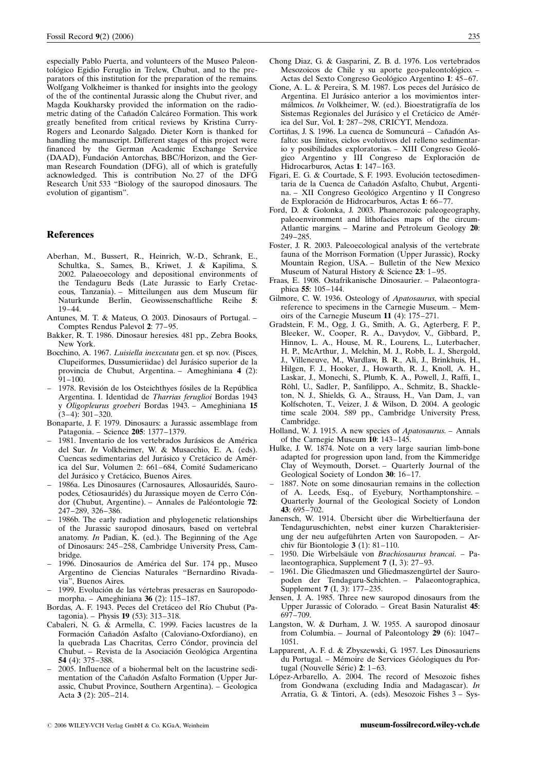especially Pablo Puerta, and volunteers of the Museo Paleontológico Egidio Feruglio in Trelew, Chubut, and to the preparators of this institution for the preparation of the remains. Wolfgang Volkheimer is thanked for insights into the geology of the of the continental Jurassic along the Chubut river, and Magda Koukharsky provided the information on the radiometric dating of the Cañadón Calcáreo Formation. This work greatly benefited from critical reviews by Kristina Curry-Rogers and Leonardo Salgado. Dieter Korn is thanked for handling the manuscript. Different stages of this project were financed by the German Academic Exchange Service (DAAD), Fundación Antorchas, BBC/Horizon, and the German Research Foundation (DFG), all of which is gratefully acknowledged. This is contribution No. 27 of the DFG Research Unit 533 "Biology of the sauropod dinosaurs. The evolution of gigantism".

## References

Aberhan, M., Bussert, R., Heinrich, W.-D., Schrank, E., Schultka, S., Sames, B., Kriwet, J. & Kapilima, S. 2002. Palaeoecology and depositional environments of the Tendaguru Beds (Late Jurassic to Early Cretaceous, Tanzania). – Mitteilungen aus dem Museum für Naturkunde Berlin, Geowissenschaftliche Reihe **5**: 19–44.

Antunes, M. T. & Mateus, O. 2003. Dinosaurs of Portugal. – Comptes Rendus Palevol **2**: 77–95.

Bakker, R. T. 1986. Dinosaur heresies. 481 pp., Zebra Books, New York.

Bocchino, A. 1967. *Luisiella inexcutata* gen. et sp. nov. (Pisces, Clupeiformes, Dussumieriidae) del Jurásico superior de la provincia de Chubut, Argentina. – Ameghiniana **4** (2): 91–100.

– 1978. Revisión de los Osteichthyes fósiles de la República Argentina. I. Identidad de *Tharrias feruglioi* Bordas 1943 y *Oligopleurus groeberi* Bordas 1943. – Ameghiniana **15** (3–4): 301–320.

Bonaparte, J. F. 1979. Dinosaurs: a Jurassic assemblage from Patagonia. – Science **205**: 1377–1379.

– 1981. Inventario de los vertebrados Jurásicos de América del Sur. *In* Volkheimer, W. & Musacchio, E. A. (eds). Cuencas sedimentarias del Jurásico y Cretácico de América del Sur, Volumen 2: 661–684, Comité Sudamericano del Jurásico y Cretácico, Buenos Aires.

– 1986a. Les Dinosaures (Carnosaures, Allosauridés, Sauropodes, Cétiosauridés) du Jurassique moyen de Cerro Cóndor (Chubut, Argentine). – Annales de Paléontologie **72**: 247–289, 326–386.

– 1986b. The early radiation and phylogenetic relationships of the Jurassic sauropod dinosaurs, based on vertebral anatomy. *In* Padian, K. (ed.). The Beginning of the Age of Dinosaurs: 245–258, Cambridge University Press, Cambridge.

– 1996. Dinosaurios de América del Sur. 174 pp., Museo Argentino de Ciencias Naturales "Bernardino Rivadavia", Buenos Aires.

– 1999. Evolución de las vértebras presacras en Sauropodomorpha. – Ameghiniana **36** (2): 115–187.

Bordas, A. F. 1943. Peces del Cretáceo del Río Chubut (Patagonia). – Physis **19** (53): 313–318.

Cabaleri, N. G. & Armella, C. 1999. Facies lacustres de la Formación Cañadón Asfalto (Caloviano-Oxfordiano), en la quebrada Las Chacritas, Cerro Cóndor, provincia del Chubut. – Revista de la Asociación Geológica Argentina **54** (4): 375–388.

– 2005. Influence of a biohermal belt on the lacustrine sedimentation of the Cañadón Asfalto Formation (Upper Jurassic, Chubut Province, Southern Argentina). – Geologica Acta **3** (2): 205–214.

Chong Diaz, G. & Gasparini, Z. B. d. 1976. Los vertebrados Mesozoicos de Chile y su aporte geo-paleontológico. – Actas del Sexto Congreso Geológico Argentino **1**: 45–67.

Cione, A. L. & Pereira, S. M. 1987. Los peces del Jurásico de Argentina. El Jurásico anterior a los movimientos intermálmicos. *In* Volkheimer, W. (ed.). Bioestratigraffía de los Sistemas Regionales del Jurásico y el Cretácico de América del Sur, Vol. **1**: 287–298, CRICYT, Mendoza.

Cortiñas, J. S. 1996. La cuenca de Somuncurá – Cañadón Asfalto: sus límites, ciclos evolutivos del relleno sedimentario y posibilidades exploratorias. – XIII Congreso Geológico Argentino y III Congreso de Exploración de Hidrocarburos, Actas **1**: 147–163.

Figari, E. G. & Courtade, S. F. 1993. Evolución tectosedimentaria de la Cuenca de Cañadón Asfalto, Chubut, Argentina. – XII Congreso Geológico Argentino y II Congreso de Exploración de Hidrocarburos, Actas **1**: 66–77.

Ford, D. & Golonka, J. 2003. Phanerozoic paleogeography, paleoenvironment and lithofacies maps of the circum-Atlantic margins. – Marine and Petroleum Geology **20**: 249–285.

Foster, J. R. 2003. Paleoecological analysis of the vertebrate fauna of the Morrison Formation (Upper Jurassic), Rocky Mountain Region, USA. – Bulletin of the New Mexico Museum of Natural History & Science **23**: 1–95.

Fraas, E. 1908. Ostafrikanische Dinosaurier. – Palaeontographica **55**: 105–144.

Gilmore, C. W. 1936. Osteology of *Apatosaurus*, with special reference to specimens in the Carnegie Museum. – Memoirs of the Carnegie Museum **11** (4): 175–271.

Gradstein, F. M., Ogg, J. G., Smith, A. G., Agterberg, F. P., Bleeker, W., Cooper, R. A., Davydov, V., Gibbard, P., Hinnov, L. A., House, M. R., Lourens, L., Luterbacher, H. P., McArthur, J., Melchin, M. J., Robb, L. J., Shergold, J., Villeneuve, M., Wardlaw, B. R., Ali, J., Brinkhuis, H., Hilgen, F. J., Hooker, J., Howarth, R. J., Knoll, A. H., Laskar, J., Monechi, S., Plumb, K. A., Powell, J., Raffi, I., Röhl, U., Sadler, P., Sanfilippo, A., Schmitz, B., Shackleton, N. J., Shields, G. A., Strauss, H., Van Dam, J., van Kolfschoten, T., Veizer, J. & Wilson, D. 2004. A geologic time scale 2004. 589 pp., Cambridge University Press, Cambridge.

Holland, W. J. 1915. A new species of *Apatosaurus*. – Annals of the Carnegie Museum **10**: 143–145.

Hulke, J. W. 1874. Note on a very large saurian limb-bone adapted for progression upon land, from the Kimmeridge Clay of Weymouth, Dorset. – Quarterly Journal of the Geological Society of London **30**: 16–17.

– 1887. Note on some dinosaurian remains in the collection of A. Leeds, Esq., of Eyebury, Northamptonshire. – Quarterly Journal of the Geological Society of London **43**: 695–702.

Janensch, W. 1914. Übersicht über die Wirbeltierfauna der Tendaguruschichten, nebst einer kurzen Charakterisierung der neu aufgeführten Arten von Sauropoden. – Archiv für Biontologie **3** (1): 81–110.

– 1950. Die Wirbelsäule von *Brachiosaurus brancai*. – Palaeontographica, Supplement **7** (I, 3): 27–93.

– 1961. Die Gliedmaszen und Gliedmaszengürtel der Sauropoden der Tendaguru-Schichten. – Palaeontographica, Supplement **7** (I, 3): 177–235.

Jensen, J. A. 1985. Three new sauropod dinosaurs from the Upper Jurassic of Colorado. – Great Basin Naturalist **45**: 697–709.

Langston, W. & Durham, J. W. 1955. A sauropod dinosaur from Columbia. – Journal of Paleontology **29** (6): 1047–1051.

Lapparent, A. F. d. & Zbyszewski, G. 1957. Les Dinosauriens du Portugal. – Mémoire de Services Géologiques du Portugal (Nouvelle Série) **2**: 1–63.

López-Arbarello, A. 2004. The record of Mesozoic fishes from Gondwana (excluding India and Madagascar). *In* Arratia, G. & Tintori, A. (eds). Mesozoic Fishes 3 – Sys-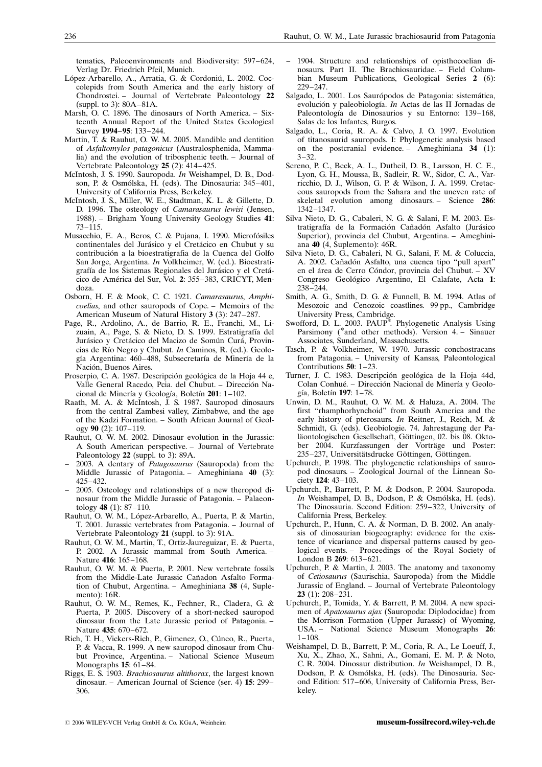tematics, Paleoenvironments and Biodiversity: 597–624, Verlag Dr. Friedrich Pfeil, Munich.

López-Arbarello, A., Arratia, G. & Cordoniú, L. 2002. Coccolepids from South America and the early history of Chondrostei. – Journal of Vertebrate Paleontology **22** (suppl. to 3): 80A–81A.

Marsh, O. C. 1896. The dinosaurs of North America. – Sixteenth Annual Report of the United States Geological Survey **1994–95**: 133–244.

Martin, T. & Rauhut, O. W. M. 2005. Mandible and dentition of *Asfaltomylos patagonicus* (Australosphenida, Mammalia) and the evolution of tribosphenic teeth. – Journal of Vertebrate Paleontology **25** (2): 414–425.

McIntosh, J. S. 1990. Sauropoda. *In* Weishampel, D. B., Dodson, P. & Osmólska, H. (eds). The Dinosauria: 345–401, University of California Press, Berkeley.

McIntosh, J. S., Miller, W. E., Stadtman, K. L. & Gillette, D. D. 1996. The osteology of *Camarasaurus lewisi* (Jensen, 1988). – Brigham Young University Geology Studies **41**: 73–115.

Musacchio, E. A., Beros, C. & Pujana, I. 1990. Microfósiles continentales del Jurásico y el Cretácico en Chubut y su contribución a la bioestratigrafia de la Cuenca del Golfo San Jorge, Argentina. *In* Volkheimer, W. (ed.). Bioestratigrafía de los Sistemas Regionales del Jurásico y el Cretácico de América del Sur, Vol. **2**: 355–383, CRICYT, Mendoza.

Osborn, H. F. & Mook, C. C. 1921. *Camarasaurus*, *Amphicoelias*, and other sauropods of Cope. – Memoirs of the American Museum of Natural History **3** (3): 247–287.

Page, R., Ardolino, A., de Barrio, R. E., Franchi, M., Lizuain, A., Page, S. & Nieto, D. S. 1999. Estratigrafía del Jurásico y Cretácico del Macizo de Somún Curá, Provincias de Río Negro y Chubut. *In* Caminos, R. (ed.). Geología Argentina: 460–488, Subsecretaría de Minería de la Nación, Buenos Aires.

Proserpio, C. A. 1987. Descripción geológica de la Hoja 44 e, Valle General Racedo, Pcia. del Chubut. – Dirección Nacional de Minería y Geología, Boletín **201**: 1–102.

Raath, M. A. & McIntosh, J. S. 1987. Sauropod dinosaurs from the central Zambesi valley, Zimbabwe, and the age of the Kadzi Formation. – South African Journal of Geology **90** (2): 107–119.

Rauhut, O. W. M. 2002. Dinosaur evolution in the Jurassic: A South American perspective. – Journal of Vertebrate Paleontology **22** (suppl. to 3): 89A.

– 2003. A dentary of *Patagosaurus* (Sauropoda) from the Middle Jurassic of Patagonia. – Ameghiniana **40** (3): 425–432.

– 2005. Osteology and relationships of a new theropod dinosaur from the Middle Jurassic of Patagonia. – Palaeontology **48** (1): 87–110.

Rauhut, O. W. M., López-Arbarello, A., Puerta, P. & Martin, T. 2001. Jurassic vertebrates from Patagonia. – Journal of Vertebrate Paleontology **21** (suppl. to 3): 91A.

Rauhut, O. W. M., Martin, T., Ortiz-Jaureguizar, E. & Puerta, P. 2002. A Jurassic mammal from South America. – Nature **416**: 165–168.

Rauhut, O. W. M. & Puerta, P. 2001. New vertebrate fossils from the Middle-Late Jurassic Cañadon Asfalto Formation of Chubut, Argentina. – Ameghiniana **38** (4, Suplemento): 16R.

Rauhut, O. W. M., Remes, K., Fechner, R., Cladera, G. & Puerta, P. 2005. Discovery of a short-necked sauropod dinosaur from the Late Jurassic period of Patagonia. – Nature **435**: 670–672.

Rich, T. H., Vickers-Rich, P., Gimenez, O., Cúneo, R., Puerta, P. & Vacca, R. 1999. A new sauropod dinosaur from Chubut Province, Argentina. – National Science Museum Monographs **15**: 61–84.

Riggs, E. S. 1903. *Brachiosaurus altithorax*, the largest known dinosaur. – American Journal of Science (ser. 4) **15**: 299–306.

– 1904. Structure and relationships of opisthocoelian dinosaurs. Part II. The Brachiosauridae. – Field Columbian Museum Publications, Geological Series **2** (6): 229–247.

Salgado, L. 2001. Los Saurópodos de Patagonia: sistemática, evolución y paleobiología. *In* Actas de las II Jornadas de Paleontología de Dinosaurios y su Entorno: 139–168, Salas de los Infantes, Burgos.

Salgado, L., Coria, R. A. & Calvo, J. O. 1997. Evolution of titanosaurid sauropods. I: Phylogenetic analysis based on the postcranial evidence. – Ameghiniana **34** (1): 3–32.

Sereno, P. C., Beck, A. L., Dutheil, D. B., Larsson, H. C. E., Lyon, G. H., Moussa, B., Sadleir, R. W., Sidor, C. A., Varricchio, D. J., Wilson, G. P. & Wilson, J. A. 1999. Cretaceous sauropods from the Sahara and the uneven rate of skeletal evolution among dinosaurs. – Science **286**: 1342–1347.

Silva Nieto, D. G., Cabaleri, N. G. & Salani, F. M. 2003. Estratigrafía de la Formación Cañadón Asfalto (Jurásico Superior), provincia del Chubut, Argentina. – Ameghiniana **40** (4, Suplemento): 46R.

Silva Nieto, D. G., Cabaleri, N. G., Salani, F. M. & Coluccia, A. 2002. Cañadón Asfalto, una cuenca tipo "pull apart" en el área de Cerro Cóndor, provincia del Chubut. – XV Congreso Geológico Argentino, El Calafate, Acta **1**: 238–244.

Smith, A. G., Smith, D. G. & Funnell, B. M. 1994. Atlas of Mesozoic and Cenozoic coastlines. 99 pp., Cambridge University Press, Cambridge.

Swofford, D. L. 2003. PAUP*. Phylogenetic Analysis Using Parsimony (*and other methods). Version 4. – Sinauer Associates, Sunderland, Massachusetts.

Tasch, P. & Volkheimer, W. 1970. Jurassic conchostracans from Patagonia. – University of Kansas, Paleontological Contributions **50**: 1–23.

Turner, J. C. 1983. Descripción geológica de la Hoja 44d, Colan Conhué. – Dirección Nacional de Minería y Geología, Boletín **197**: 1–78.

Unwin, D. M., Rauhut, O. W. M. & Haluza, A. 2004. The first "rhamphorhynchoid" from South America and the early history of pterosaurs. *In* Reitner, J., Reich, M. & Schmidt, G. (eds). Geobiologie. 74. Jahrestagung der Paläontologischen Gesellschaft, Göttingen, 02. bis 08. Oktober 2004. Kurzfassungen der Vorträge und Poster: 235–237, Universitätsdrucke Göttingen, Göttingen.

Upchurch, P. 1998. The phylogenetic relationships of sauropod dinosaurs. – Zoological Journal of the Linnean Society **124**: 43–103.

Upchurch, P., Barrett, P. M. & Dodson, P. 2004. Sauropoda. *In* Weishampel, D. B., Dodson, P. & Osmólska, H. (eds). The Dinosauria. Second Edition: 259–322, University of California Press, Berkeley.

Upchurch, P., Hunn, C. A. & Norman, D. B. 2002. An analysis of dinosaurian biogeography: evidence for the existence of vicariance and dispersal patterns caused by geological events. – Proceedings of the Royal Society of London B **269**: 613–621.

Upchurch, P. & Martin, J. 2003. The anatomy and taxonomy of *Cetiosaurus* (Saurischia, Sauropoda) from the Middle Jurassic of England. – Journal of Vertebrate Paleontology **23** (1): 208–231.

Upchurch, P., Tomida, Y. & Barrett, P. M. 2004. A new specimen of *Apatosaurus ajax* (Sauropoda: Diplodocidae) from the Morrison Formation (Upper Jurassic) of Wyoming, USA. – National Science Museum Monographs **26**: 1–108.

Weishampel, D. B., Barrett, P. M., Coria, R. A., Le Loeuff, J., Xu, X., Zhao, X., Sahni, A., Gomani, E. M. P. & Noto, C. R. 2004. Dinosaur distribution. *In* Weishampel, D. B., Dodson, P. & Osmólska, H. (eds). The Dinosauria. Second Edition: 517–606, University of California Press, Berkeley.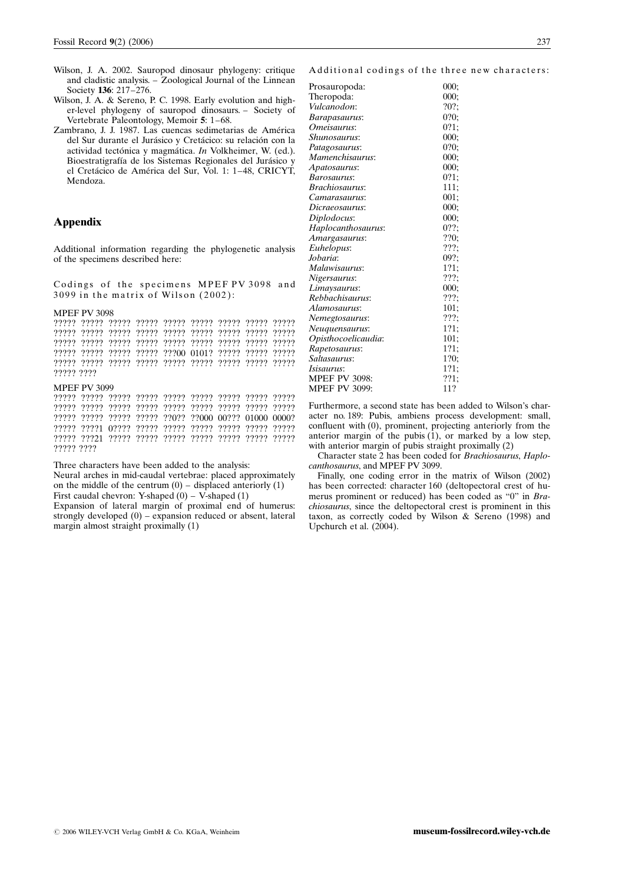Wilson, J. A. 2002. Sauropod dinosaur phylogeny: critique and cladistic analysis. – Zoological Journal of the Linnean Society **136**: 217–276.

Wilson, J. A. & Sereno, P. C. 1998. Early evolution and higher-level phylogeny of sauropod dinosaurs. – Society of Vertebrate Paleontology, Memoir **5**: 1–68.

Zambrano, J. J. 1987. Las cuencas sedimetarias de América del Sur durante el Jurásico y Cretácico: su relación con la actividad tectónica y magmática. *In* Volkheimer, W. (ed.). Bioestratigrafía de los Sistemas Regionales del Jurásico y el Cretácico de América del Sur, Vol. 1: 1–48, CRICYT, Mendoza.

## Appendix

Additional information regarding the phylogenetic analysis of the specimens described here:

Codings of the specimens MPEF PV 3098 and 3099 in the matrix of Wilson (2002):

MPEF PV 3098

```
????? ????? ????? ????? ????? ????? ????? ????? ?????
????? ????? ????? ????? ????? ????? ????? ????? ?????
????? ????? ????? ????? ????? ????? ????? ????? ?????
????? ????? ????? ????? ???00 0101? ????? ????? ?????
????? ????? ????? ????? ????? ????? ????? ????? ?????
????? ????
```

MPEF PV 3099

```
????? ????? ????? ????? ????? ????? ????? ????? ?????
????? ????? ????? ????? ????? ????? ????? ????? ?????
????? ????? ????? ????? ??0?? ??000 00??? 01000 0000?
????? ????1 0???? ????? ????? ????? ????? ????? ?????
????? ???21 ????? ????? ????? ????? ????? ????? ?????
????? ????
```

Three characters have been added to the analysis:

Neural arches in mid-caudal vertebrae: placed approximately on the middle of the centrum (0) – displaced anteriorly (1)

First caudal chevron: Y-shaped (0) – V-shaped (1)

Expansion of lateral margin of proximal end of humerus: strongly developed (0) – expansion reduced or absent, lateral margin almost straight proximally (1)

Additional codings of the three new characters:

| | |
|---|---|
| Prosauropoda: | 000; |
| Theropoda: | 000; |
| *Vulcanodon*: | ?0?; |
| *Barapasaurus*: | 0?0; |
| *Omeisaurus*: | 0?1; |
| *Shunosaurus*: | 000; |
| *Patagosaurus*: | 0?0; |
| *Mamenchisaurus*: | 000; |
| *Apatosaurus*: | 000; |
| *Barosaurus*: | 0?1; |
| *Brachiosaurus*: | 111; |
| *Camarasaurus*: | 001; |
| *Dicraeosaurus*: | 000; |
| *Diplodocus*: | 000; |
| *Haplocanthosaurus*: | 0??; |
| *Amargasaurus*: | ??0; |
| *Euhelopus*: | ???; |
| *Jobaria*: | 09?; |
| *Malawisaurus*: | 1?1; |
| *Nigersaurus*: | ???; |
| *Limaysaurus*: | 000; |
| *Rebbachisaurus*: | ???; |
| *Alamosaurus*: | 101; |
| *Nemegtosaurus*: | ???; |
| *Neuquensaurus*: | 1?1; |
| *Opisthocoelicaudia*: | 101; |
| *Rapetosaurus*: | 1?1; |
| *Saltasaurus*: | 1?0; |
| *Isisaurus*: | 1?1; |
| MPEF PV 3098: | ??1; |
| MPEF PV 3099: | 11? |

Furthermore, a second state has been added to Wilson's character no. 189: Pubis, ambiens process development: small, confluent with (0), prominent, projecting anteriorly from the anterior margin of the pubis (1), or marked by a low step, with anterior margin of pubis straight proximally (2)

Character state 2 has been coded for *Brachiosaurus*, *Haplocanthosaurus*, and MPEF PV 3099.

Finally, one coding error in the matrix of Wilson (2002) has been corrected: character 160 (deltopectoral crest of humerus prominent or reduced) has been coded as "0" in *Brachiosaurus*, since the deltopectoral crest is prominent in this taxon, as correctly coded by Wilson & Sereno (1998) and Upchurch et al. (2004).